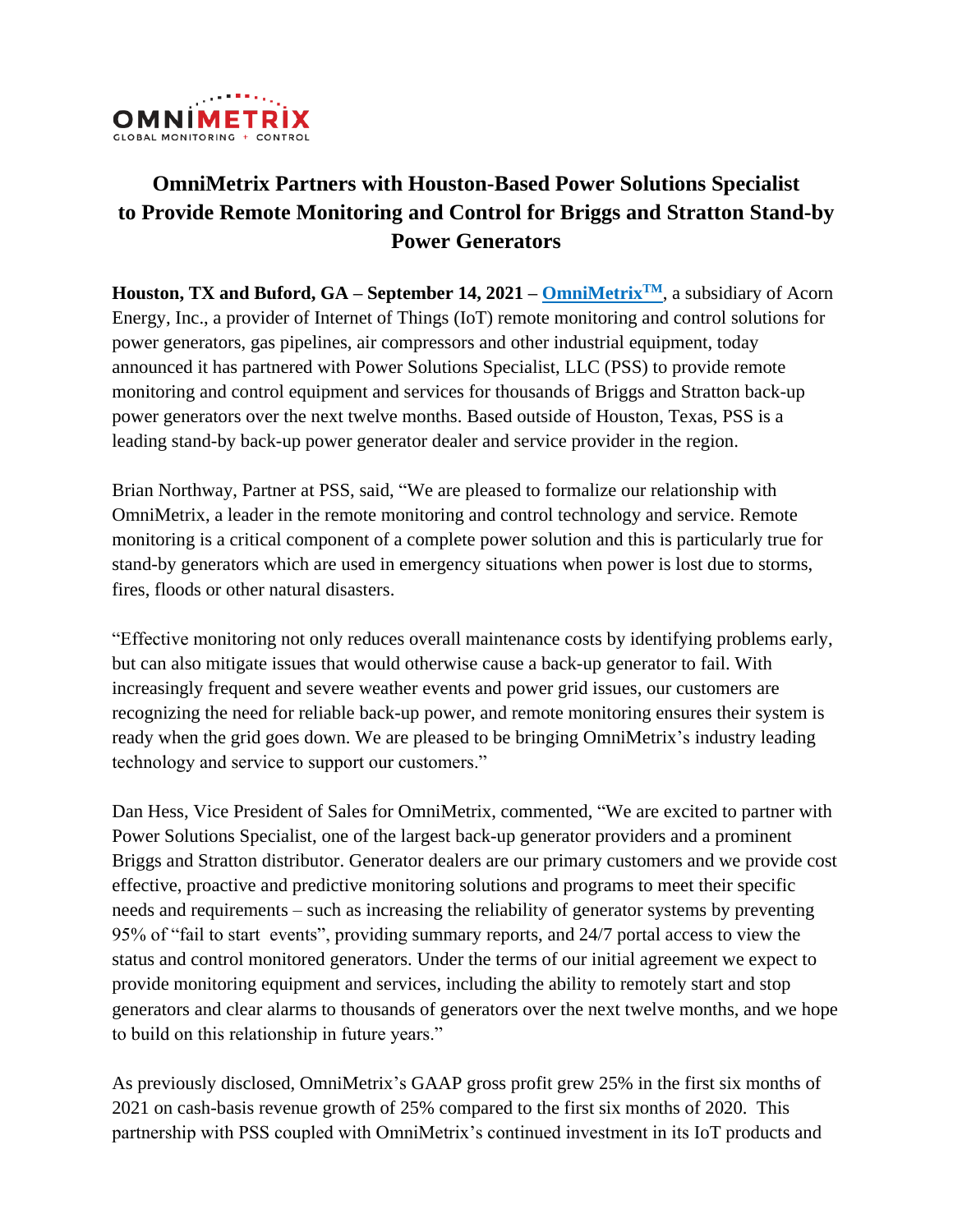# OmniMetrix Partners with Houston-Based Power Solutions Specialist to Provide Remote Monitoring and Control for Briggs and Stratton Stand-by Power Generators

**Houston, TX and Buford, GA – September 14, 2021 – OmniMetrix™**, a subsidiary of Acorn Energy, Inc., a provider of Internet of Things (IoT) remote monitoring and control solutions for power generators, gas pipelines, air compressors and other industrial equipment, today announced it has partnered with Power Solutions Specialist, LLC (PSS) to provide remote monitoring and control equipment and services for thousands of Briggs and Stratton back-up power generators over the next twelve months. Based outside of Houston, Texas, PSS is a leading stand-by back-up power generator dealer and service provider in the region.

Brian Northway, Partner at PSS, said, "We are pleased to formalize our relationship with OmniMetrix, a leader in the remote monitoring and control technology and service. Remote monitoring is a critical component of a complete power solution and this is particularly true for stand-by generators which are used in emergency situations when power is lost due to storms, fires, floods or other natural disasters.

"Effective monitoring not only reduces overall maintenance costs by identifying problems early, but can also mitigate issues that would otherwise cause a back-up generator to fail. With increasingly frequent and severe weather events and power grid issues, our customers are recognizing the need for reliable back-up power, and remote monitoring ensures their system is ready when the grid goes down. We are pleased to be bringing OmniMetrix's industry leading technology and service to support our customers."

Dan Hess, Vice President of Sales for OmniMetrix, commented, "We are excited to partner with Power Solutions Specialist, one of the largest back-up generator providers and a prominent Briggs and Stratton distributor. Generator dealers are our primary customers and we provide cost effective, proactive and predictive monitoring solutions and programs to meet their specific needs and requirements – such as increasing the reliability of generator systems by preventing 95% of "fail to start events", providing summary reports, and 24/7 portal access to view the status and control monitored generators. Under the terms of our initial agreement we expect to provide monitoring equipment and services, including the ability to remotely start and stop generators and clear alarms to thousands of generators over the next twelve months, and we hope to build on this relationship in future years."

As previously disclosed, OmniMetrix's GAAP gross profit grew 25% in the first six months of 2021 on cash-basis revenue growth of 25% compared to the first six months of 2020. This partnership with PSS coupled with OmniMetrix's continued investment in its IoT products and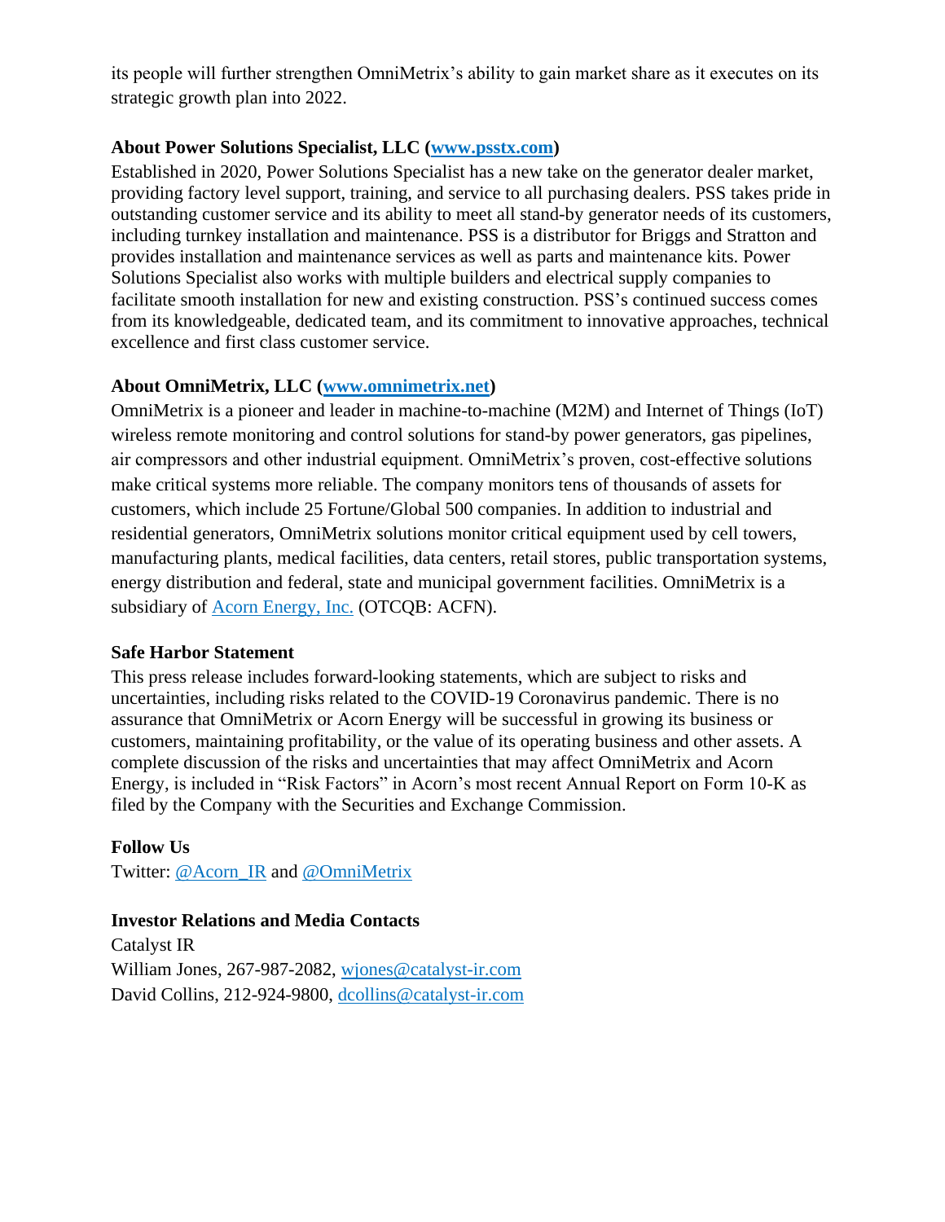its people will further strengthen OmniMetrix's ability to gain market share as it executes on its strategic growth plan into 2022.

**About Power Solutions Specialist, LLC ([www.psstx.com](http://www.psstx.com))**

Established in 2020, Power Solutions Specialist has a new take on the generator dealer market, providing factory level support, training, and service to all purchasing dealers. PSS takes pride in outstanding customer service and its ability to meet all stand-by generator needs of its customers, including turnkey installation and maintenance. PSS is a distributor for Briggs and Stratton and provides installation and maintenance services as well as parts and maintenance kits. Power Solutions Specialist also works with multiple builders and electrical supply companies to facilitate smooth installation for new and existing construction. PSS's continued success comes from its knowledgeable, dedicated team, and its commitment to innovative approaches, technical excellence and first class customer service.

**About OmniMetrix, LLC ([www.omnimetrix.net](http://www.omnimetrix.net))**

OmniMetrix is a pioneer and leader in machine-to-machine (M2M) and Internet of Things (IoT) wireless remote monitoring and control solutions for stand-by power generators, gas pipelines, air compressors and other industrial equipment. OmniMetrix's proven, cost-effective solutions make critical systems more reliable. The company monitors tens of thousands of assets for customers, which include 25 Fortune/Global 500 companies. In addition to industrial and residential generators, OmniMetrix solutions monitor critical equipment used by cell towers, manufacturing plants, medical facilities, data centers, retail stores, public transportation systems, energy distribution and federal, state and municipal government facilities. OmniMetrix is a subsidiary of Acorn Energy, Inc. (OTCQB: ACFN).

**Safe Harbor Statement**

This press release includes forward-looking statements, which are subject to risks and uncertainties, including risks related to the COVID-19 Coronavirus pandemic. There is no assurance that OmniMetrix or Acorn Energy will be successful in growing its business or customers, maintaining profitability, or the value of its operating business and other assets. A complete discussion of the risks and uncertainties that may affect OmniMetrix and Acorn Energy, is included in "Risk Factors" in Acorn's most recent Annual Report on Form 10-K as filed by the Company with the Securities and Exchange Commission.

**Follow Us**

Twitter: @Acorn_IR and @OmniMetrix

**Investor Relations and Media Contacts**

Catalyst IR
William Jones, 267-987-2082, wjones@catalyst-ir.com
David Collins, 212-924-9800, dcollins@catalyst-ir.com